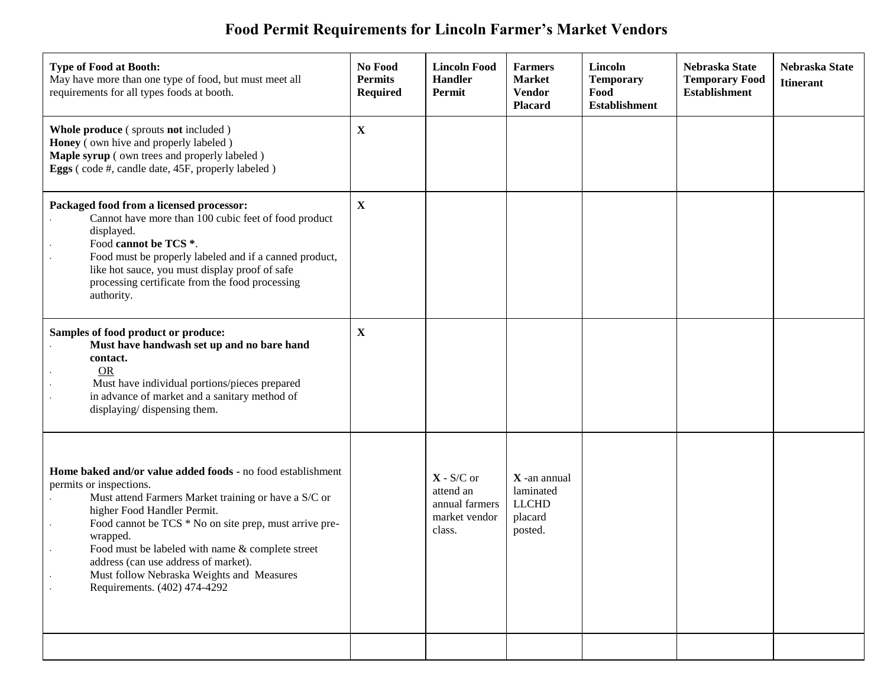# Food Permit Requirements for Lincoln Farmer's Market Vendors

| **Type of Food at Booth:** May have more than one type of food, but must meet all requirements for all types foods at booth. | **No Food Permits Required** | **Lincoln Food Handler Permit** | **Farmers Market Vendor Placard** | **Lincoln Temporary Food Establishment** | **Nebraska State Temporary Food Establishment** | **Nebraska State Itinerant** |
|---|---|---|---|---|---|---|
| **Whole produce** ( sprouts **not** included )<br>**Honey** ( own hive and properly labeled )<br>**Maple syrup** ( own trees and properly labeled )<br>**Eggs** ( code #, candle date, 45F, properly labeled ) | **X** | | | | | |
| **Packaged food from a licensed processor:**<br>- Cannot have more than 100 cubic feet of food product displayed.<br>- Food **cannot be TCS \***.<br>- Food must be properly labeled and if a canned product, like hot sauce, you must display proof of safe processing certificate from the food processing authority. | **X** | | | | | |
| **Samples of food product or produce:**<br>- **Must have handwash set up and no bare hand contact.**<br>- OR<br>- Must have individual portions/pieces prepared<br>- in advance of market and a sanitary method of displaying/ dispensing them. | **X** | | | | | |
| **Home baked and/or value added foods** - no food establishment permits or inspections.<br>- Must attend Farmers Market training or have a S/C or higher Food Handler Permit.<br>- Food cannot be TCS * No on site prep, must arrive pre-wrapped.<br>- Food must be labeled with name & complete street address (can use address of market).<br>- Must follow Nebraska Weights and Measures Requirements. (402) 474-4292 | | **X** - S/C or attend an annual farmers market vendor class. | **X** -an annual laminated LLCHD placard posted. | | | |
| | | | | | | |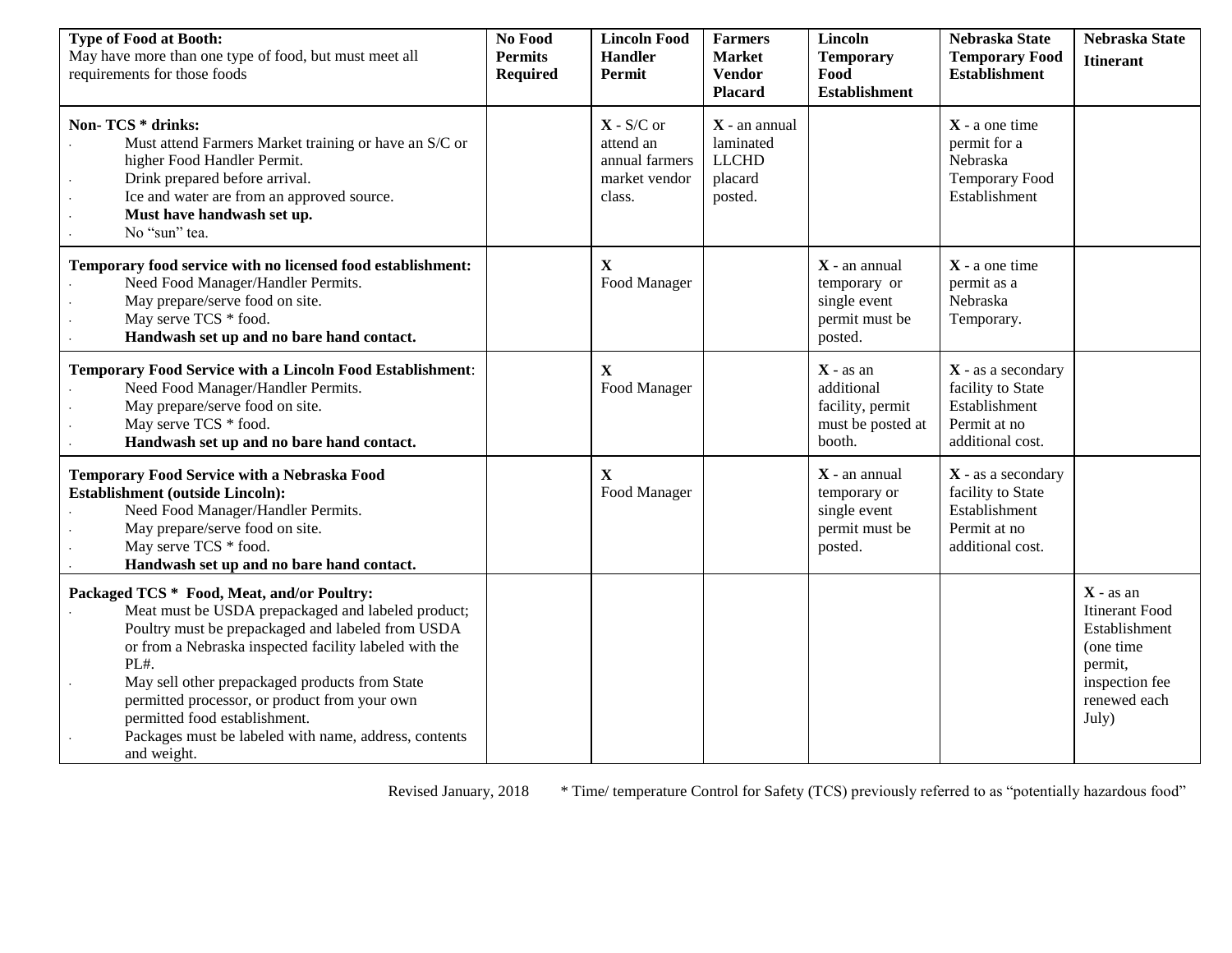| **Type of Food at Booth:** May have more than one type of food, but must meet all requirements for those foods | **No Food Permits Required** | **Lincoln Food Handler Permit** | **Farmers Market Vendor Placard** | **Lincoln Temporary Food Establishment** | **Nebraska State Temporary Food Establishment** | **Nebraska State Itinerant** |
|---|---|---|---|---|---|---|
| **Non- TCS * drinks:**<br>· Must attend Farmers Market training or have an S/C or higher Food Handler Permit.<br>· Drink prepared before arrival.<br>· Ice and water are from an approved source.<br>· **Must have handwash set up.**<br>· No "sun" tea. | | **X** - S/C or attend an annual farmers market vendor class. | **X** - an annual laminated LLCHD placard posted. | | **X** - a one time permit for a Nebraska Temporary Food Establishment | |
| **Temporary food service with no licensed food establishment:**<br>· Need Food Manager/Handler Permits.<br>· May prepare/serve food on site.<br>· May serve TCS * food.<br>· **Handwash set up and no bare hand contact.** | | **X** Food Manager | | **X** - an annual temporary or single event permit must be posted. | **X** - a one time permit as a Nebraska Temporary. | |
| **Temporary Food Service with a Lincoln Food Establishment**:<br>· Need Food Manager/Handler Permits.<br>· May prepare/serve food on site.<br>· May serve TCS * food.<br>· **Handwash set up and no bare hand contact.** | | **X** Food Manager | | **X** - as an additional facility, permit must be posted at booth. | **X** - as a secondary facility to State Establishment Permit at no additional cost. | |
| **Temporary Food Service with a Nebraska Food Establishment (outside Lincoln):**<br>· Need Food Manager/Handler Permits.<br>· May prepare/serve food on site.<br>· May serve TCS * food.<br>· **Handwash set up and no bare hand contact.** | | **X** Food Manager | | **X** - an annual temporary or single event permit must be posted. | **X** - as a secondary facility to State Establishment Permit at no additional cost. | |
| **Packaged TCS * Food, Meat, and/or Poultry:**<br>· Meat must be USDA prepackaged and labeled product; Poultry must be prepackaged and labeled from USDA or from a Nebraska inspected facility labeled with the PL#.<br>· May sell other prepackaged products from State permitted processor, or product from your own permitted food establishment.<br>· Packages must be labeled with name, address, contents and weight. | | | | | | **X** - as an Itinerant Food Establishment (one time permit, inspection fee renewed each July) |

Revised January, 2018 * Time/ temperature Control for Safety (TCS) previously referred to as "potentially hazardous food"